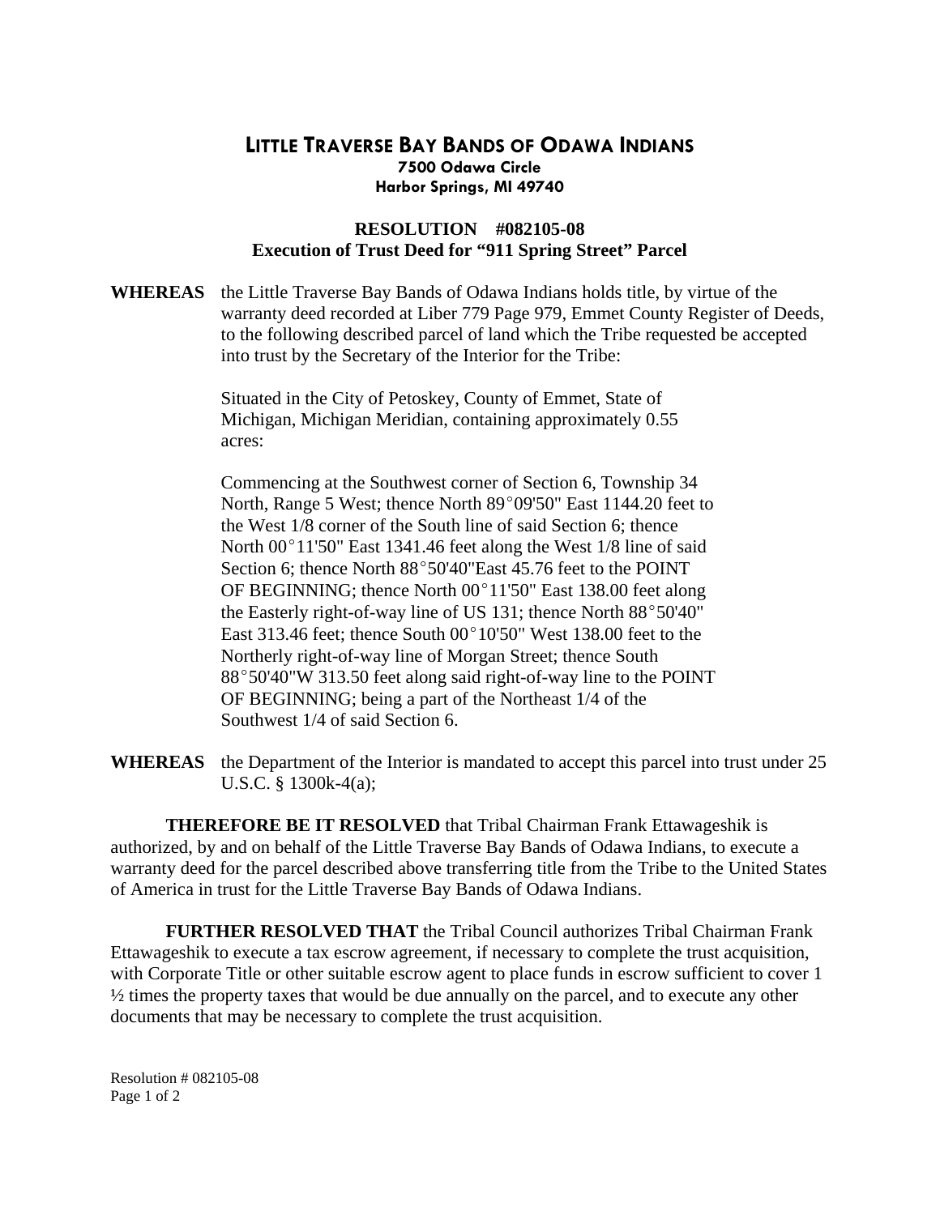# LITTLE TRAVERSE BAY BANDS OF ODAWA INDIANS

**7500 Odawa Circle**
**Harbor Springs, MI 49740**

## RESOLUTION #082105-08
## Execution of Trust Deed for "911 Spring Street" Parcel

**WHEREAS** the Little Traverse Bay Bands of Odawa Indians holds title, by virtue of the warranty deed recorded at Liber 779 Page 979, Emmet County Register of Deeds, to the following described parcel of land which the Tribe requested be accepted into trust by the Secretary of the Interior for the Tribe:

> Situated in the City of Petoskey, County of Emmet, State of Michigan, Michigan Meridian, containing approximately 0.55 acres:
>
> Commencing at the Southwest corner of Section 6, Township 34 North, Range 5 West; thence North 89°09'50" East 1144.20 feet to the West 1/8 corner of the South line of said Section 6; thence North 00°11'50" East 1341.46 feet along the West 1/8 line of said Section 6; thence North 88°50'40"East 45.76 feet to the POINT OF BEGINNING; thence North 00°11'50" East 138.00 feet along the Easterly right-of-way line of US 131; thence North 88°50'40" East 313.46 feet; thence South 00°10'50" West 138.00 feet to the Northerly right-of-way line of Morgan Street; thence South 88°50'40"W 313.50 feet along said right-of-way line to the POINT OF BEGINNING; being a part of the Northeast 1/4 of the Southwest 1/4 of said Section 6.

**WHEREAS** the Department of the Interior is mandated to accept this parcel into trust under 25 U.S.C. § 1300k-4(a);

**THEREFORE BE IT RESOLVED** that Tribal Chairman Frank Ettawageshik is authorized, by and on behalf of the Little Traverse Bay Bands of Odawa Indians, to execute a warranty deed for the parcel described above transferring title from the Tribe to the United States of America in trust for the Little Traverse Bay Bands of Odawa Indians.

**FURTHER RESOLVED THAT** the Tribal Council authorizes Tribal Chairman Frank Ettawageshik to execute a tax escrow agreement, if necessary to complete the trust acquisition, with Corporate Title or other suitable escrow agent to place funds in escrow sufficient to cover 1 ½ times the property taxes that would be due annually on the parcel, and to execute any other documents that may be necessary to complete the trust acquisition.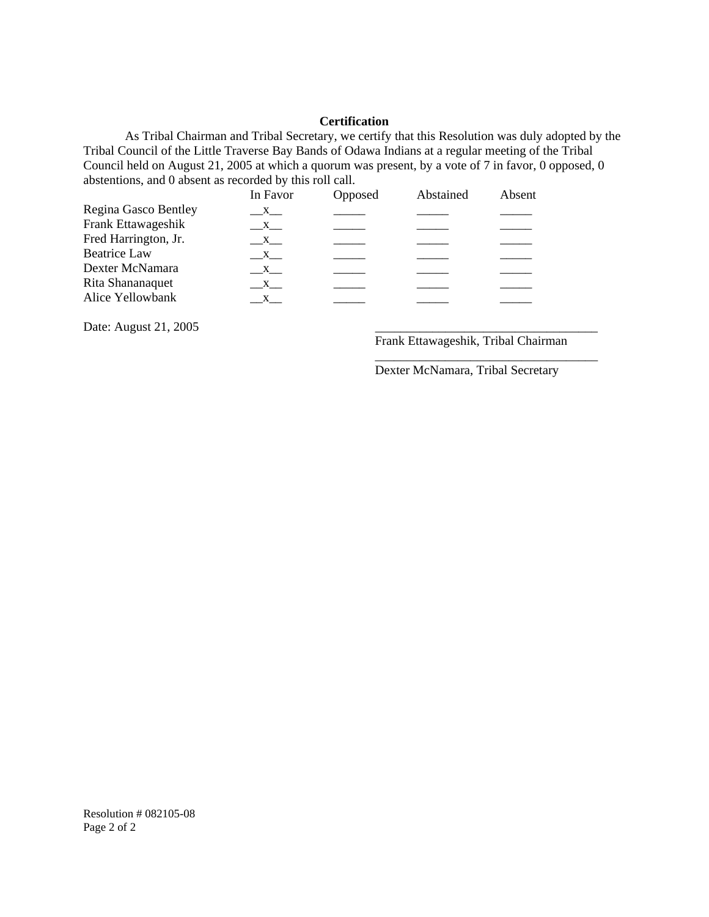**Certification**

As Tribal Chairman and Tribal Secretary, we certify that this Resolution was duly adopted by the Tribal Council of the Little Traverse Bay Bands of Odawa Indians at a regular meeting of the Tribal Council held on August 21, 2005 at which a quorum was present, by a vote of 7 in favor, 0 opposed, 0 abstentions, and 0 absent as recorded by this roll call.

| | In Favor | Opposed | Abstained | Absent |
|---|---|---|---|---|
| Regina Gasco Bentley | x | | | |
| Frank Ettawageshik | x | | | |
| Fred Harrington, Jr. | x | | | |
| Beatrice Law | x | | | |
| Dexter McNamara | x | | | |
| Rita Shananaquet | x | | | |
| Alice Yellowbank | x | | | |

Date: August 21, 2005

\_\_\_\_\_\_\_\_\_\_\_\_\_\_\_\_\_\_\_\_\_\_\_\_\_\_\_\_\_\_\_\_\_\_\_

Frank Ettawageshik, Tribal Chairman

\_\_\_\_\_\_\_\_\_\_\_\_\_\_\_\_\_\_\_\_\_\_\_\_\_\_\_\_\_\_\_\_\_\_\_

Dexter McNamara, Tribal Secretary

Resolution # 082105-08